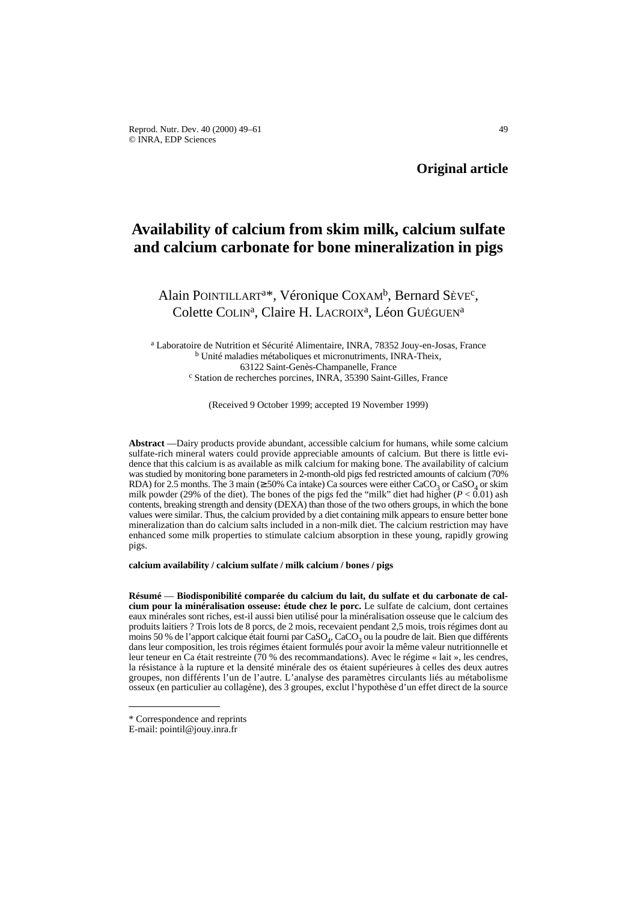**Original article**

# Availability of calcium from skim milk, calcium sulfate and calcium carbonate for bone mineralization in pigs

Alain POINTILLART[a]*, Véronique COXAM[b], Bernard SÈVE[c], Colette COLIN[a], Claire H. LACROIX[a], Léon GUÉGUEN[a]

[a] Laboratoire de Nutrition et Sécurité Alimentaire, INRA, 78352 Jouy-en-Josas, France
[b] Unité maladies métaboliques et micronutriments, INRA-Theix, 63122 Saint-Genès-Champanelle, France
[c] Station de recherches porcines, INRA, 35390 Saint-Gilles, France

(Received 9 October 1999; accepted 19 November 1999)

**Abstract** —Dairy products provide abundant, accessible calcium for humans, while some calcium sulfate-rich mineral waters could provide appreciable amounts of calcium. But there is little evidence that this calcium is as available as milk calcium for making bone. The availability of calcium was studied by monitoring bone parameters in 2-month-old pigs fed restricted amounts of calcium (70% RDA) for 2.5 months. The 3 main (≥ 50% Ca intake) Ca sources were either $CaCO_3$ or $CaSO_4$ or skim milk powder (29% of the diet). The bones of the pigs fed the "milk" diet had higher ($P < 0.01$) ash contents, breaking strength and density (DEXA) than those of the two others groups, in which the bone values were similar. Thus, the calcium provided by a diet containing milk appears to ensure better bone mineralization than do calcium salts included in a non-milk diet. The calcium restriction may have enhanced some milk properties to stimulate calcium absorption in these young, rapidly growing pigs.

**calcium availability / calcium sulfate / milk calcium / bones / pigs**

**Résumé** — **Biodisponibilité comparée du calcium du lait, du sulfate et du carbonate de calcium pour la minéralisation osseuse: étude chez le porc.** Le sulfate de calcium, dont certaines eaux minérales sont riches, est-il aussi bien utilisé pour la minéralisation osseuse que le calcium des produits laitiers ? Trois lots de 8 porcs, de 2 mois, recevaient pendant 2,5 mois, trois régimes dont au moins 50 % de l'apport calcique était fourni par $CaSO_4$, $CaCO_3$ ou la poudre de lait. Bien que différents dans leur composition, les trois régimes étaient formulés pour avoir la même valeur nutritionnelle et leur teneur en Ca était restreinte (70 % des recommandations). Avec le régime « lait », les cendres, la résistance à la rupture et la densité minérale des os étaient supérieures à celles des deux autres groupes, non différents l'un de l'autre. L'analyse des paramètres circulants liés au métabolisme osseux (en particulier au collagène), des 3 groupes, exclut l'hypothèse d'un effet direct de la source

---

* Correspondence and reprints
E-mail: pointil@jouy.inra.fr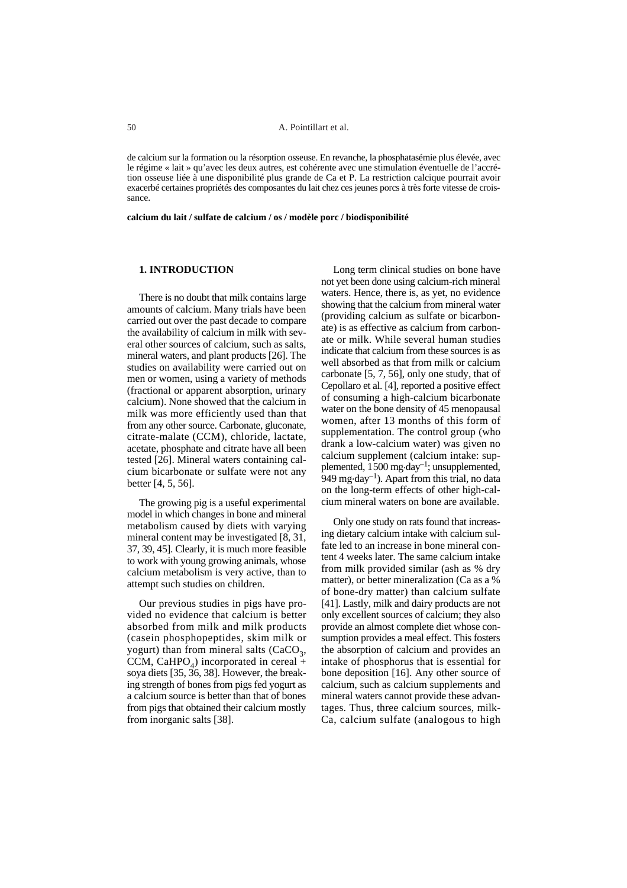de calcium sur la formation ou la résorption osseuse. En revanche, la phosphatasémie plus élevée, avec le régime « lait » qu'avec les deux autres, est cohérente avec une stimulation éventuelle de l'accrétion osseuse liée à une disponibilité plus grande de Ca et P. La restriction calcique pourrait avoir exacerbé certaines propriétés des composantes du lait chez ces jeunes porcs à très forte vitesse de croissance.

**calcium du lait / sulfate de calcium / os / modèle porc / biodisponibilité**

## 1. INTRODUCTION

There is no doubt that milk contains large amounts of calcium. Many trials have been carried out over the past decade to compare the availability of calcium in milk with several other sources of calcium, such as salts, mineral waters, and plant products [26]. The studies on availability were carried out on men or women, using a variety of methods (fractional or apparent absorption, urinary calcium). None showed that the calcium in milk was more efficiently used than that from any other source. Carbonate, gluconate, citrate-malate (CCM), chloride, lactate, acetate, phosphate and citrate have all been tested [26]. Mineral waters containing calcium bicarbonate or sulfate were not any better [4, 5, 56].

The growing pig is a useful experimental model in which changes in bone and mineral metabolism caused by diets with varying mineral content may be investigated [8, 31, 37, 39, 45]. Clearly, it is much more feasible to work with young growing animals, whose calcium metabolism is very active, than to attempt such studies on children.

Our previous studies in pigs have provided no evidence that calcium is better absorbed from milk and milk products (casein phosphopeptides, skim milk or yogurt) than from mineral salts ($CaCO_3$, CCM, $CaHPO_4$) incorporated in cereal + soya diets [35, 36, 38]. However, the breaking strength of bones from pigs fed yogurt as a calcium source is better than that of bones from pigs that obtained their calcium mostly from inorganic salts [38].

Long term clinical studies on bone have not yet been done using calcium-rich mineral waters. Hence, there is, as yet, no evidence showing that the calcium from mineral water (providing calcium as sulfate or bicarbonate) is as effective as calcium from carbonate or milk. While several human studies indicate that calcium from these sources is as well absorbed as that from milk or calcium carbonate [5, 7, 56], only one study, that of Cepollaro et al. [4], reported a positive effect of consuming a high-calcium bicarbonate water on the bone density of 45 menopausal women, after 13 months of this form of supplementation. The control group (who drank a low-calcium water) was given no calcium supplement (calcium intake: supplemented, 1500 $mg \cdot day^{-1}$; unsupplemented, 949 $mg \cdot day^{-1}$). Apart from this trial, no data on the long-term effects of other high-calcium mineral waters on bone are available.

Only one study on rats found that increasing dietary calcium intake with calcium sulfate led to an increase in bone mineral content 4 weeks later. The same calcium intake from milk provided similar (ash as % dry matter), or better mineralization (Ca as a % of bone-dry matter) than calcium sulfate [41]. Lastly, milk and dairy products are not only excellent sources of calcium; they also provide an almost complete diet whose consumption provides a meal effect. This fosters the absorption of calcium and provides an intake of phosphorus that is essential for bone deposition [16]. Any other source of calcium, such as calcium supplements and mineral waters cannot provide these advantages. Thus, three calcium sources, milk-Ca, calcium sulfate (analogous to high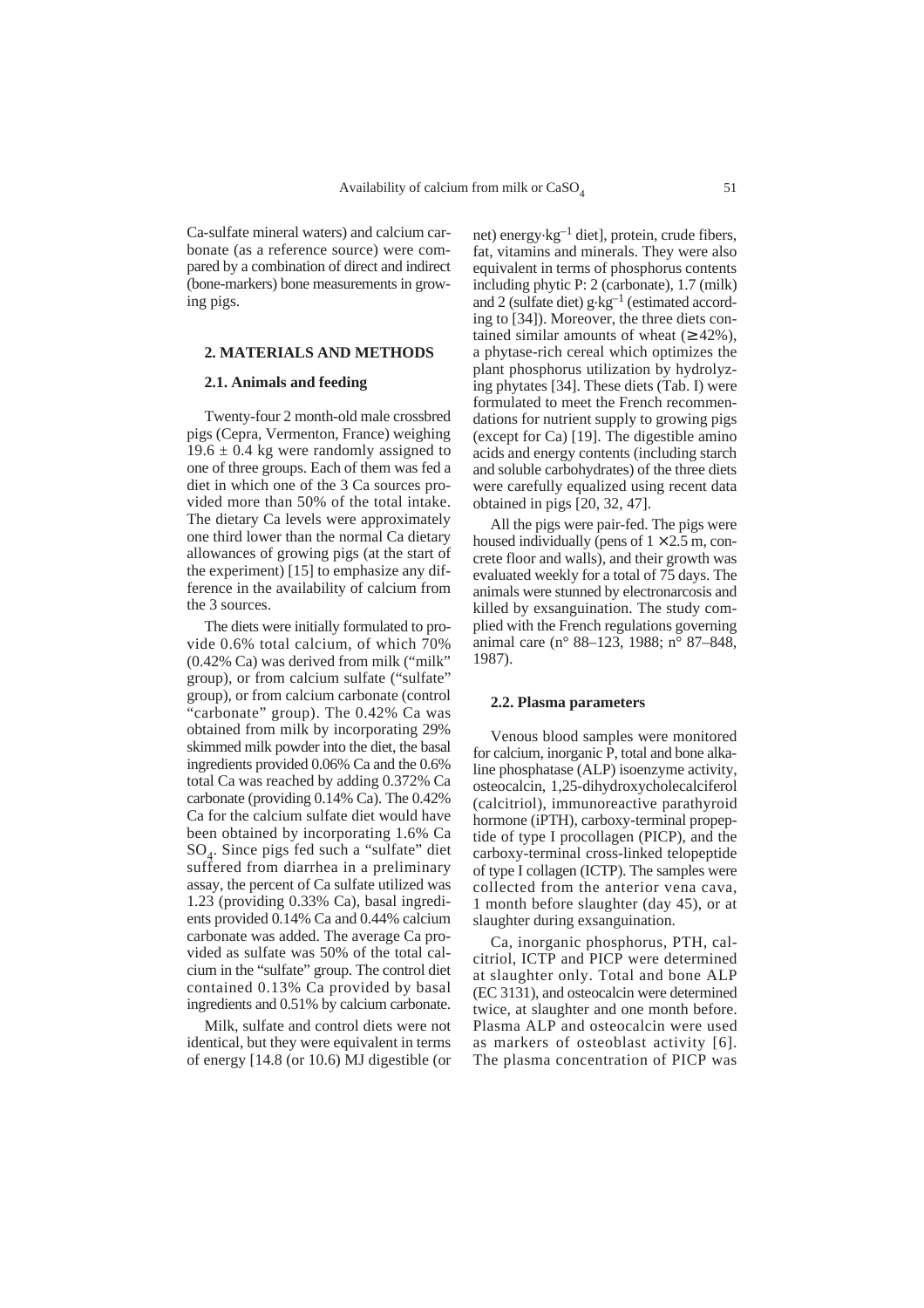Ca-sulfate mineral waters) and calcium carbonate (as a reference source) were compared by a combination of direct and indirect (bone-markers) bone measurements in growing pigs.

## 2. MATERIALS AND METHODS

### 2.1. Animals and feeding

Twenty-four 2 month-old male crossbred pigs (Cepra, Vermenton, France) weighing $19.6 \pm 0.4$ kg were randomly assigned to one of three groups. Each of them was fed a diet in which one of the 3 Ca sources provided more than 50% of the total intake. The dietary Ca levels were approximately one third lower than the normal Ca dietary allowances of growing pigs (at the start of the experiment) [15] to emphasize any difference in the availability of calcium from the 3 sources.

The diets were initially formulated to provide 0.6% total calcium, of which 70% (0.42% Ca) was derived from milk ("milk" group), or from calcium sulfate ("sulfate" group), or from calcium carbonate (control "carbonate" group). The 0.42% Ca was obtained from milk by incorporating 29% skimmed milk powder into the diet, the basal ingredients provided 0.06% Ca and the 0.6% total Ca was reached by adding 0.372% Ca carbonate (providing 0.14% Ca). The 0.42% Ca for the calcium sulfate diet would have been obtained by incorporating 1.6% Ca $SO_4$. Since pigs fed such a "sulfate" diet suffered from diarrhea in a preliminary assay, the percent of Ca sulfate utilized was 1.23 (providing 0.33% Ca), basal ingredients provided 0.14% Ca and 0.44% calcium carbonate was added. The average Ca provided as sulfate was 50% of the total calcium in the "sulfate" group. The control diet contained 0.13% Ca provided by basal ingredients and 0.51% by calcium carbonate.

Milk, sulfate and control diets were not identical, but they were equivalent in terms of energy [14.8 (or 10.6) MJ digestible (or net) energy·$kg^{-1}$ diet], protein, crude fibers, fat, vitamins and minerals. They were also equivalent in terms of phosphorus contents including phytic P: 2 (carbonate), 1.7 (milk) and 2 (sulfate diet) g·$kg^{-1}$ (estimated according to [34]). Moreover, the three diets contained similar amounts of wheat ($\geq 42\%$), a phytase-rich cereal which optimizes the plant phosphorus utilization by hydrolyzing phytates [34]. These diets (Tab. I) were formulated to meet the French recommendations for nutrient supply to growing pigs (except for Ca) [19]. The digestible amino acids and energy contents (including starch and soluble carbohydrates) of the three diets were carefully equalized using recent data obtained in pigs [20, 32, 47].

All the pigs were pair-fed. The pigs were housed individually (pens of $1 \times 2.5$ m, concrete floor and walls), and their growth was evaluated weekly for a total of 75 days. The animals were stunned by electronarcosis and killed by exsanguination. The study complied with the French regulations governing animal care (n° 88–123, 1988; n° 87–848, 1987).

### 2.2. Plasma parameters

Venous blood samples were monitored for calcium, inorganic P, total and bone alkaline phosphatase (ALP) isoenzyme activity, osteocalcin, 1,25-dihydroxycholecalciferol (calcitriol), immunoreactive parathyroid hormone (iPTH), carboxy-terminal propeptide of type I procollagen (PICP), and the carboxy-terminal cross-linked telopeptide of type I collagen (ICTP). The samples were collected from the anterior vena cava, 1 month before slaughter (day 45), or at slaughter during exsanguination.

Ca, inorganic phosphorus, PTH, calcitriol, ICTP and PICP were determined at slaughter only. Total and bone ALP (EC 3131), and osteocalcin were determined twice, at slaughter and one month before. Plasma ALP and osteocalcin were used as markers of osteoblast activity [6]. The plasma concentration of PICP was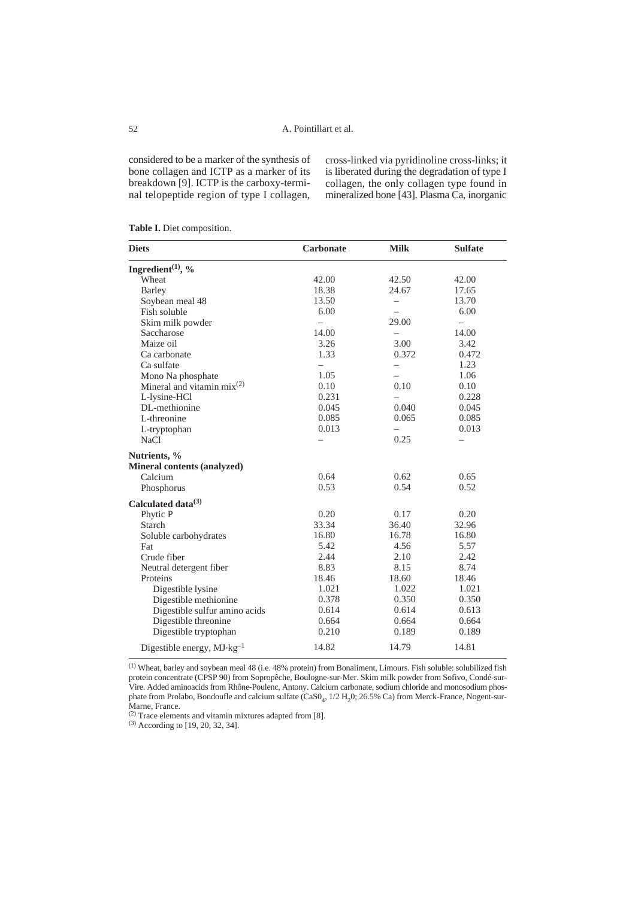considered to be a marker of the synthesis of bone collagen and ICTP as a marker of its breakdown [9]. ICTP is the carboxy-terminal telopeptide region of type I collagen, cross-linked via pyridinoline cross-links; it is liberated during the degradation of type I collagen, the only collagen type found in mineralized bone [43]. Plasma Ca, inorganic

**Table I.** Diet composition.

| Diets | Carbonate | Milk | Sulfate |
|---|---|---|---|
| **Ingredient[1], %** | | | |
| Wheat | 42.00 | 42.50 | 42.00 |
| Barley | 18.38 | 24.67 | 17.65 |
| Soybean meal 48 | 13.50 | – | 13.70 |
| Fish soluble | 6.00 | – | 6.00 |
| Skim milk powder | – | 29.00 | – |
| Saccharose | 14.00 | – | 14.00 |
| Maize oil | 3.26 | 3.00 | 3.42 |
| Ca carbonate | 1.33 | 0.372 | 0.472 |
| Ca sulfate | – | – | 1.23 |
| Mono Na phosphate | 1.05 | – | 1.06 |
| Mineral and vitamin mix[2] | 0.10 | 0.10 | 0.10 |
| L-lysine-HCl | 0.231 | – | 0.228 |
| DL-methionine | 0.045 | 0.040 | 0.045 |
| L-threonine | 0.085 | 0.065 | 0.085 |
| L-tryptophan | 0.013 | – | 0.013 |
| NaCl | – | 0.25 | – |
| **Nutrients, %** | | | |
| **Mineral contents (analyzed)** | | | |
| Calcium | 0.64 | 0.62 | 0.65 |
| Phosphorus | 0.53 | 0.54 | 0.52 |
| **Calculated data[3]** | | | |
| Phytic P | 0.20 | 0.17 | 0.20 |
| Starch | 33.34 | 36.40 | 32.96 |
| Soluble carbohydrates | 16.80 | 16.78 | 16.80 |
| Fat | 5.42 | 4.56 | 5.57 |
| Crude fiber | 2.44 | 2.10 | 2.42 |
| Neutral detergent fiber | 8.83 | 8.15 | 8.74 |
| Proteins | 18.46 | 18.60 | 18.46 |
| Digestible lysine | 1.021 | 1.022 | 1.021 |
| Digestible methionine | 0.378 | 0.350 | 0.350 |
| Digestible sulfur amino acids | 0.614 | 0.614 | 0.613 |
| Digestible threonine | 0.664 | 0.664 | 0.664 |
| Digestible tryptophan | 0.210 | 0.189 | 0.189 |
| Digestible energy, $MJ \cdot kg^{-1}$ | 14.82 | 14.79 | 14.81 |

[1] Wheat, barley and soybean meal 48 (i.e. 48% protein) from Bonaliment, Limours. Fish soluble: solubilized fish protein concentrate (CPSP 90) from Sopropêche, Boulogne-sur-Mer. Skim milk powder from Sofivo, Condé-sur-Vire. Added aminoacids from Rhône-Poulenc, Antony. Calcium carbonate, sodium chloride and monosodium phosphate from Prolabo, Bondoufle and calcium sulfate ($CaSO_4$, 1/2 $H_2O$; 26.5% Ca) from Merck-France, Nogent-sur-Marne, France.

[2] Trace elements and vitamin mixtures adapted from [8].

[3] According to [19, 20, 32, 34].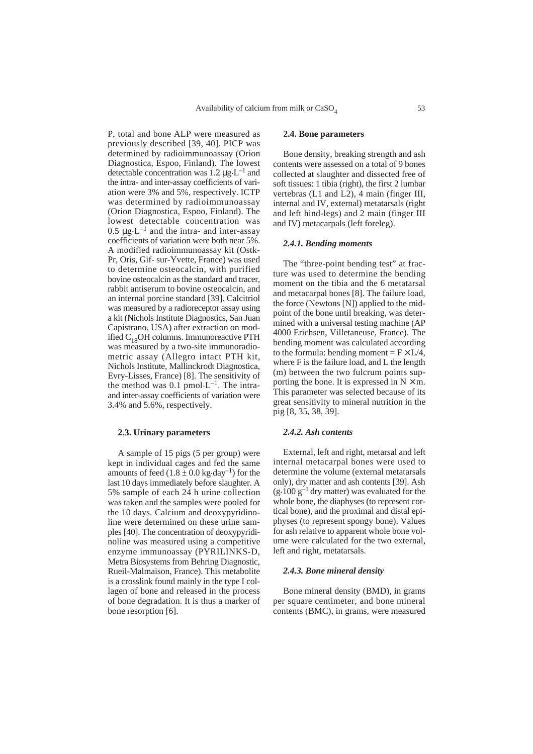P, total and bone ALP were measured as previously described [39, 40]. PICP was determined by radioimmunoassay (Orion Diagnostica, Espoo, Finland). The lowest detectable concentration was 1.2 $\mu g \cdot L^{-1}$ and the intra- and inter-assay coefficients of variation were 3% and 5%, respectively. ICTP was determined by radioimmunoassay (Orion Diagnostica, Espoo, Finland). The lowest detectable concentration was 0.5 $\mu g \cdot L^{-1}$ and the intra- and inter-assay coefficients of variation were both near 5%. A modified radioimmunoassay kit (Ostk-Pr, Oris, Gif- sur-Yvette, France) was used to determine osteocalcin, with purified bovine osteocalcin as the standard and tracer, rabbit antiserum to bovine osteocalcin, and an internal porcine standard [39]. Calcitriol was measured by a radioreceptor assay using a kit (Nichols Institute Diagnostics, San Juan Capistrano, USA) after extraction on modified $C_{18}OH$ columns. Immunoreactive PTH was measured by a two-site immunoradiometric assay (Allegro intact PTH kit, Nichols Institute, Mallinckrodt Diagnostica, Evry-Lisses, France) [8]. The sensitivity of the method was 0.1 $pmol \cdot L^{-1}$. The intra- and inter-assay coefficients of variation were 3.4% and 5.6%, respectively.

### 2.3. Urinary parameters

A sample of 15 pigs (5 per group) were kept in individual cages and fed the same amounts of feed ($1.8 \pm 0.0$ $kg \cdot day^{-1}$) for the last 10 days immediately before slaughter. A 5% sample of each 24 h urine collection was taken and the samples were pooled for the 10 days. Calcium and deoxypyridinoline were determined on these urine samples [40]. The concentration of deoxypyridinoline was measured using a competitive enzyme immunoassay (PYRILINKS-D, Metra Biosystems from Behring Diagnostic, Rueil-Malmaison, France). This metabolite is a crosslink found mainly in the type I collagen of bone and released in the process of bone degradation. It is thus a marker of bone resorption [6].

### 2.4. Bone parameters

Bone density, breaking strength and ash contents were assessed on a total of 9 bones collected at slaughter and dissected free of soft tissues: 1 tibia (right), the first 2 lumbar vertebras (L1 and L2), 4 main (finger III, internal and IV, external) metatarsals (right and left hind-legs) and 2 main (finger III and IV) metacarpals (left foreleg).

#### *2.4.1. Bending moments*

The "three-point bending test" at fracture was used to determine the bending moment on the tibia and the 6 metatarsal and metacarpal bones [8]. The failure load, the force (Newtons [N]) applied to the midpoint of the bone until breaking, was determined with a universal testing machine (AP 4000 Erichsen, Villetaneuse, France). The bending moment was calculated according to the formula: bending moment = $F \times L/4$, where F is the failure load, and L the length (m) between the two fulcrum points supporting the bone. It is expressed in $N \times m$. This parameter was selected because of its great sensitivity to mineral nutrition in the pig [8, 35, 38, 39].

#### *2.4.2. Ash contents*

External, left and right, metarsal and left internal metacarpal bones were used to determine the volume (external metatarsals only), dry matter and ash contents [39]. Ash ($g \cdot 100$ $g^{-1}$ dry matter) was evaluated for the whole bone, the diaphyses (to represent cortical bone), and the proximal and distal epiphyses (to represent spongy bone). Values for ash relative to apparent whole bone volume were calculated for the two external, left and right, metatarsals.

#### *2.4.3. Bone mineral density*

Bone mineral density (BMD), in grams per square centimeter, and bone mineral contents (BMC), in grams, were measured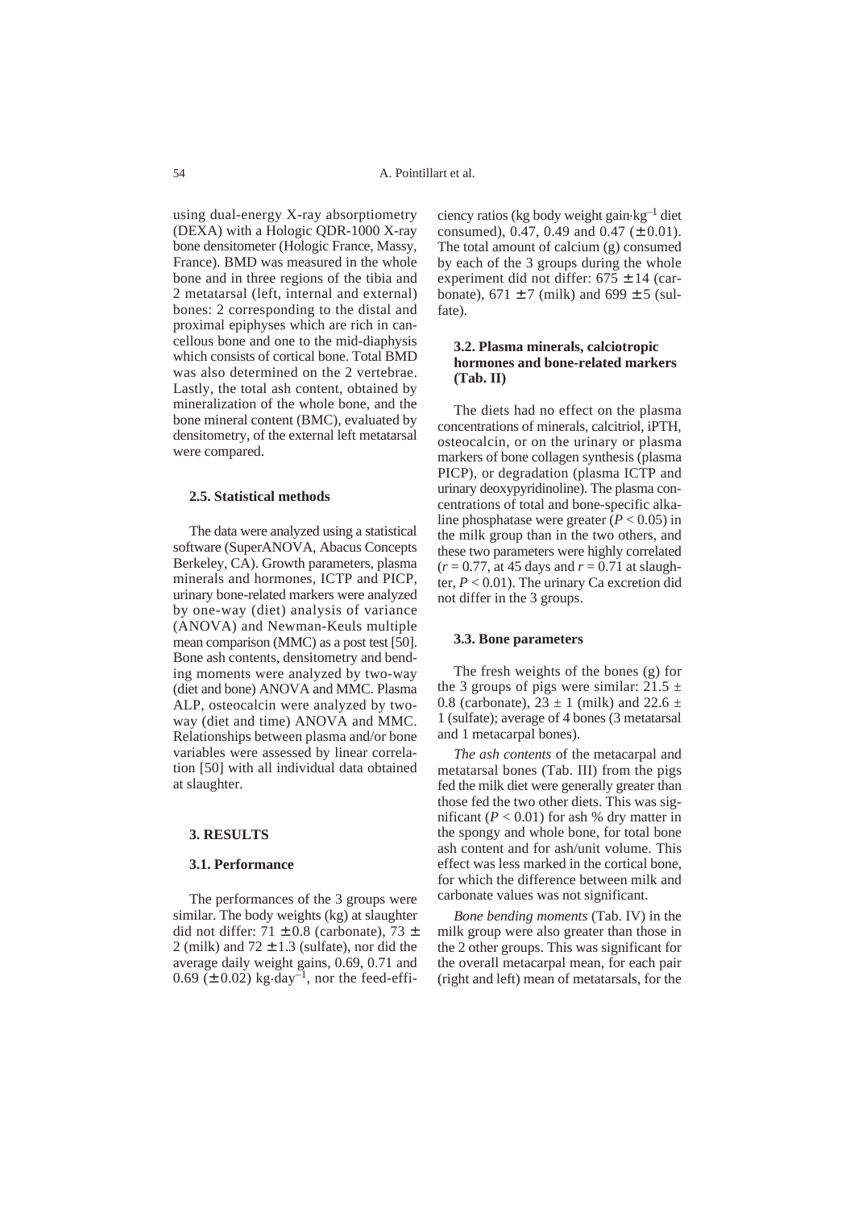using dual-energy X-ray absorptiometry (DEXA) with a Hologic QDR-1000 X-ray bone densitometer (Hologic France, Massy, France). BMD was measured in the whole bone and in three regions of the tibia and 2 metatarsal (left, internal and external) bones: 2 corresponding to the distal and proximal epiphyses which are rich in cancellous bone and one to the mid-diaphysis which consists of cortical bone. Total BMD was also determined on the 2 vertebrae. Lastly, the total ash content, obtained by mineralization of the whole bone, and the bone mineral content (BMC), evaluated by densitometry, of the external left metatarsal were compared.

### 2.5. Statistical methods

The data were analyzed using a statistical software (SuperANOVA, Abacus Concepts Berkeley, CA). Growth parameters, plasma minerals and hormones, ICTP and PICP, urinary bone-related markers were analyzed by one-way (diet) analysis of variance (ANOVA) and Newman-Keuls multiple mean comparison (MMC) as a post test [50]. Bone ash contents, densitometry and bending moments were analyzed by two-way (diet and bone) ANOVA and MMC. Plasma ALP, osteocalcin were analyzed by two-way (diet and time) ANOVA and MMC. Relationships between plasma and/or bone variables were assessed by linear correlation [50] with all individual data obtained at slaughter.

## 3. RESULTS

### 3.1. Performance

The performances of the 3 groups were similar. The body weights (kg) at slaughter did not differ: $71 \pm 0.8$ (carbonate), $73 \pm 2$ (milk) and $72 \pm 1.3$ (sulfate), nor did the average daily weight gains, 0.69, 0.71 and 0.69 ($\pm 0.02$) $kg \cdot day^{-1}$, nor the feed-efficiency ratios (kg body weight gain$\cdot kg^{-1}$ diet consumed), 0.47, 0.49 and 0.47 ($\pm 0.01$). The total amount of calcium (g) consumed by each of the 3 groups during the whole experiment did not differ: $675 \pm 14$ (carbonate), $671 \pm 7$ (milk) and $699 \pm 5$ (sulfate).

### 3.2. Plasma minerals, calciotropic hormones and bone-related markers (Tab. II)

The diets had no effect on the plasma concentrations of minerals, calcitriol, iPTH, osteocalcin, or on the urinary or plasma markers of bone collagen synthesis (plasma PICP), or degradation (plasma ICTP and urinary deoxypyridinoline). The plasma concentrations of total and bone-specific alkaline phosphatase were greater ($P < 0.05$) in the milk group than in the two others, and these two parameters were highly correlated ($r = 0.77$, at 45 days and $r = 0.71$ at slaughter, $P < 0.01$). The urinary Ca excretion did not differ in the 3 groups.

### 3.3. Bone parameters

The fresh weights of the bones (g) for the 3 groups of pigs were similar: $21.5 \pm 0.8$ (carbonate), $23 \pm 1$ (milk) and $22.6 \pm 1$ (sulfate); average of 4 bones (3 metatarsal and 1 metacarpal bones).

*The ash contents* of the metacarpal and metatarsal bones (Tab. III) from the pigs fed the milk diet were generally greater than those fed the two other diets. This was significant ($P < 0.01$) for ash % dry matter in the spongy and whole bone, for total bone ash content and for ash/unit volume. This effect was less marked in the cortical bone, for which the difference between milk and carbonate values was not significant.

*Bone bending moments* (Tab. IV) in the milk group were also greater than those in the 2 other groups. This was significant for the overall metacarpal mean, for each pair (right and left) mean of metatarsals, for the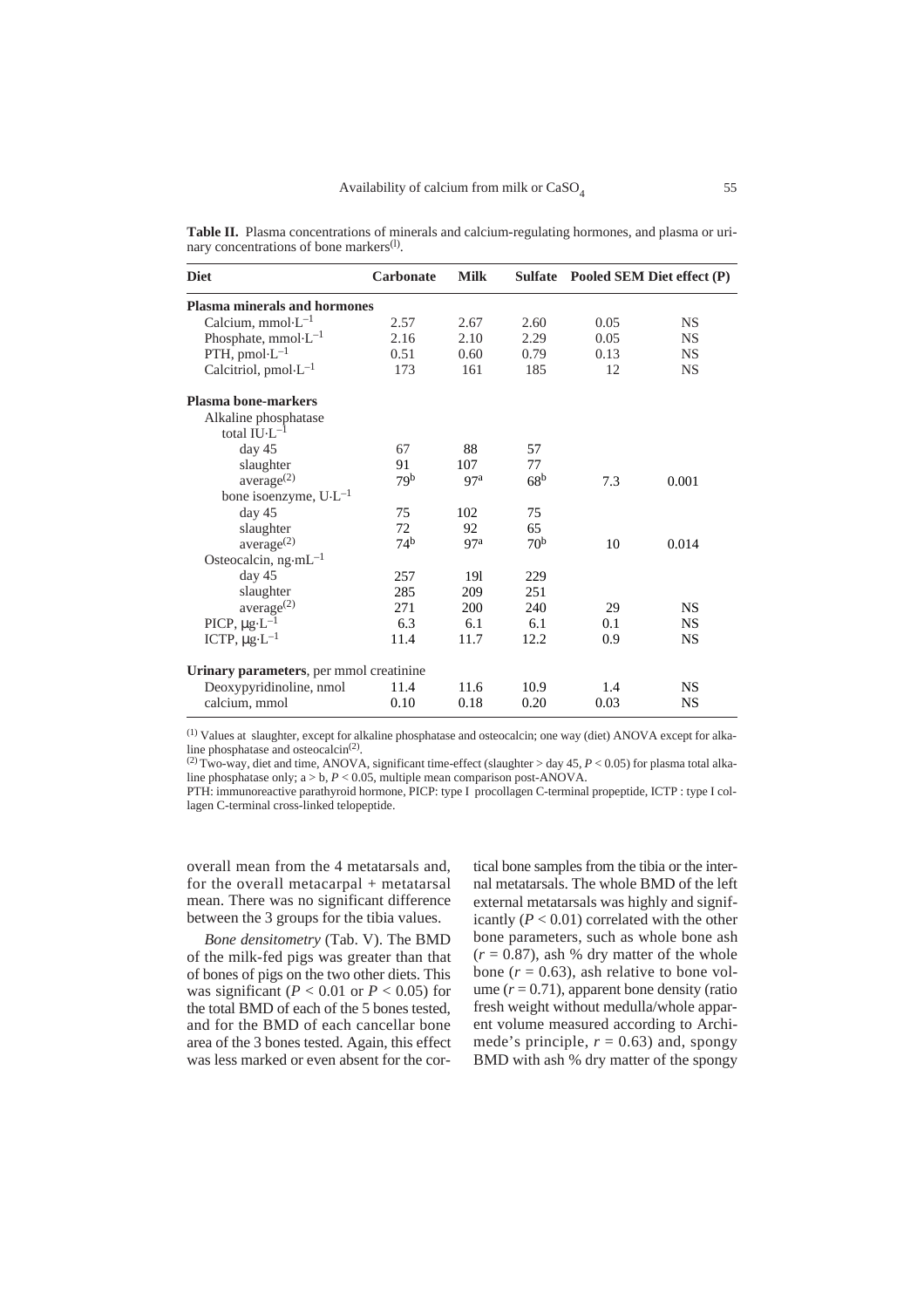**Table II.** Plasma concentrations of minerals and calcium-regulating hormones, and plasma or urinary concentrations of bone markers[1].

| Diet | Carbonate | Milk | Sulfate | Pooled SEM | Diet effect (P) |
|---|---|---|---|---|---|
| **Plasma minerals and hormones** | | | | | |
| Calcium, $mmol \cdot L^{-1}$ | 2.57 | 2.67 | 2.60 | 0.05 | NS |
| Phosphate, $mmol \cdot L^{-1}$ | 2.16 | 2.10 | 2.29 | 0.05 | NS |
| PTH, $pmol \cdot L^{-1}$ | 0.51 | 0.60 | 0.79 | 0.13 | NS |
| Calcitriol, $pmol \cdot L^{-1}$ | 173 | 161 | 185 | 12 | NS |
| **Plasma bone-markers** | | | | | |
| Alkaline phosphatase | | | | | |
| total $IU \cdot L^{-1}$ | | | | | |
| day 45 | 67 | 88 | 57 | | |
| slaughter | 91 | 107 | 77 | | |
| average[2] | 79[b] | 97[a] | 68[b] | 7.3 | 0.001 |
| bone isoenzyme, $U \cdot L^{-1}$ | | | | | |
| day 45 | 75 | 102 | 75 | | |
| slaughter | 72 | 92 | 65 | | |
| average[2] | 74[b] | 97[a] | 70[b] | 10 | 0.014 |
| Osteocalcin, $ng \cdot mL^{-1}$ | | | | | |
| day 45 | 257 | 191 | 229 | | |
| slaughter | 285 | 209 | 251 | | |
| average[2] | 271 | 200 | 240 | 29 | NS |
| PICP, $\mu g \cdot L^{-1}$ | 6.3 | 6.1 | 6.1 | 0.1 | NS |
| ICTP, $\mu g \cdot L^{-1}$ | 11.4 | 11.7 | 12.2 | 0.9 | NS |
| **Urinary parameters**, per mmol creatinine | | | | | |
| Deoxypyridinoline, nmol | 11.4 | 11.6 | 10.9 | 1.4 | NS |
| calcium, mmol | 0.10 | 0.18 | 0.20 | 0.03 | NS |

[1] Values at slaughter, except for alkaline phosphatase and osteocalcin; one way (diet) ANOVA except for alkaline phosphatase and osteocalcin[2].
[2] Two-way, diet and time, ANOVA, significant time-effect (slaughter > day 45, $P < 0.05$) for plasma total alkaline phosphatase only; a > b, $P < 0.05$, multiple mean comparison post-ANOVA.
PTH: immunoreactive parathyroid hormone, PICP: type I procollagen C-terminal propeptide, ICTP : type I collagen C-terminal cross-linked telopeptide.

overall mean from the 4 metatarsals and, for the overall metacarpal + metatarsal mean. There was no significant difference between the 3 groups for the tibia values.

*Bone densitometry* (Tab. V). The BMD of the milk-fed pigs was greater than that of bones of pigs on the two other diets. This was significant ($P < 0.01$ or $P < 0.05$) for the total BMD of each of the 5 bones tested, and for the BMD of each cancellar bone area of the 3 bones tested. Again, this effect was less marked or even absent for the cortical bone samples from the tibia or the internal metatarsals. The whole BMD of the left external metatarsals was highly and significantly ($P < 0.01$) correlated with the other bone parameters, such as whole bone ash ($r = 0.87$), ash % dry matter of the whole bone ($r = 0.63$), ash relative to bone volume ($r = 0.71$), apparent bone density (ratio fresh weight without medulla/whole apparent volume measured according to Archimede's principle, $r = 0.63$) and, spongy BMD with ash % dry matter of the spongy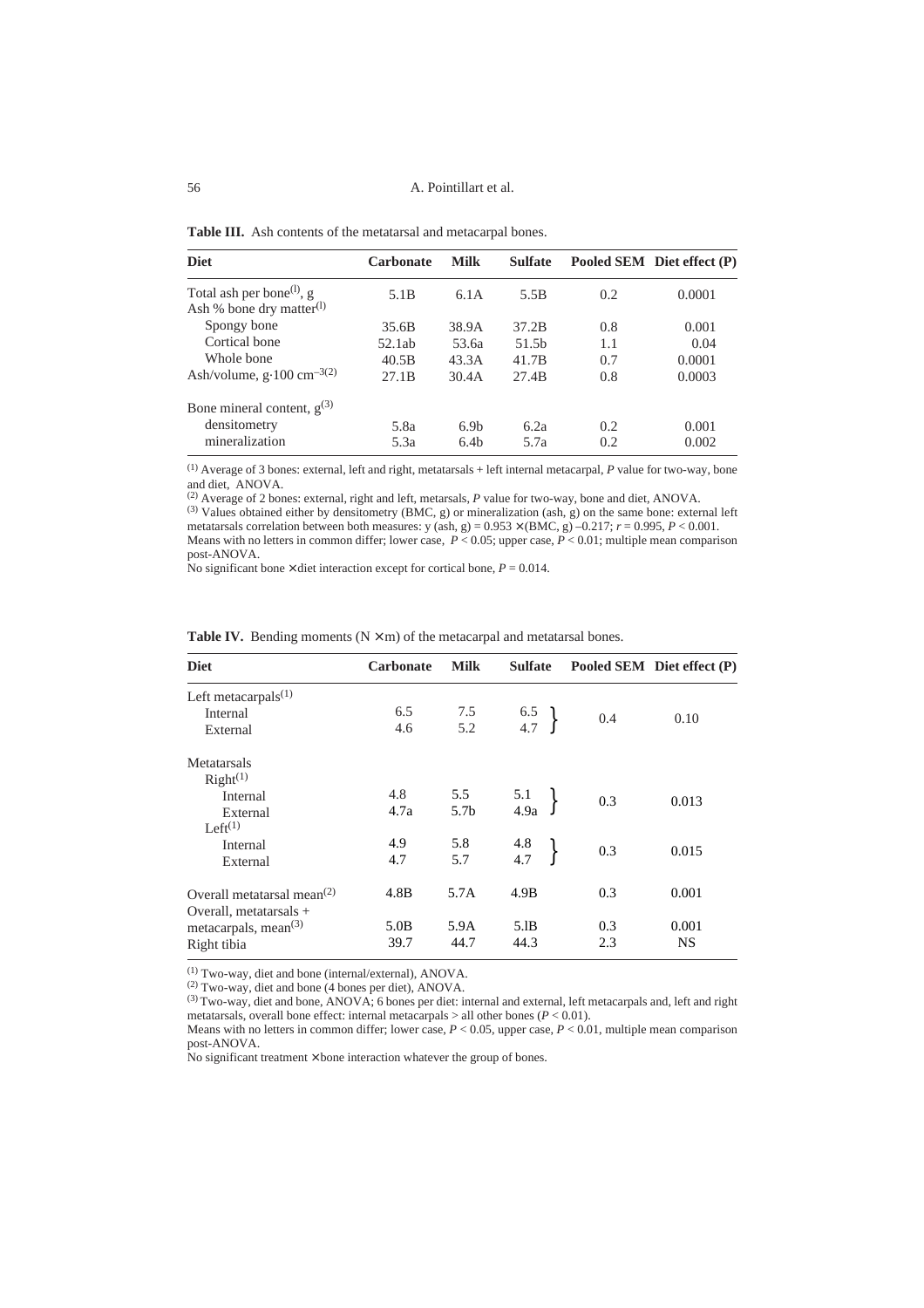**Table III.** Ash contents of the metatarsal and metacarpal bones.

| Diet | Carbonate | Milk | Sulfate | Pooled SEM | Diet effect (P) |
|---|---|---|---|---|---|
| Total ash per bone[(l)], g | 5.1B | 6.1A | 5.5B | 0.2 | 0.0001 |
| Ash % bone dry matter[(l)] | | | | | |
| Spongy bone | 35.6B | 38.9A | 37.2B | 0.8 | 0.001 |
| Cortical bone | 52.1ab | 53.6a | 51.5b | 1.1 | 0.04 |
| Whole bone | 40.5B | 43.3A | 41.7B | 0.7 | 0.0001 |
| Ash/volume, $g \cdot 100\ cm^{-3}$[(2)] | 27.1B | 30.4A | 27.4B | 0.8 | 0.0003 |
| Bone mineral content, g[(3)] | | | | | |
| densitometry | 5.8a | 6.9b | 6.2a | 0.2 | 0.001 |
| mineralization | 5.3a | 6.4b | 5.7a | 0.2 | 0.002 |

[(1)] Average of 3 bones: external, left and right, metatarsals + left internal metacarpal, *P* value for two-way, bone and diet, ANOVA.
[(2)] Average of 2 bones: external, right and left, metarsals, *P* value for two-way, bone and diet, ANOVA.
[(3)] Values obtained either by densitometry (BMC, g) or mineralization (ash, g) on the same bone: external left metatarsals correlation between both measures: y (ash, g) = 0.953 × (BMC, g) –0.217; $r = 0.995$, $P < 0.001$.
Means with no letters in common differ; lower case, $P < 0.05$; upper case, $P < 0.01$; multiple mean comparison post-ANOVA.
No significant bone × diet interaction except for cortical bone, $P = 0.014$.

**Table IV.** Bending moments (N × m) of the metacarpal and metatarsal bones.

| Diet | Carbonate | Milk | Sulfate | Pooled SEM | Diet effect (P) |
|---|---|---|---|---|---|
| Left metacarpals[(1)] | | | | | |
| Internal | 6.5 | 7.5 | 6.5 | 0.4 | 0.10 |
| External | 4.6 | 5.2 | 4.7 | | |
| Metatarsals | | | | | |
| Right[(1)] | | | | | |
| Internal | 4.8 | 5.5 | 5.1 | 0.3 | 0.013 |
| External | 4.7a | 5.7b | 4.9a | | |
| Left[(1)] | | | | | |
| Internal | 4.9 | 5.8 | 4.8 | 0.3 | 0.015 |
| External | 4.7 | 5.7 | 4.7 | | |
| Overall metatarsal mean[(2)] | 4.8B | 5.7A | 4.9B | 0.3 | 0.001 |
| Overall, metatarsals + metacarpals, mean[(3)] | 5.0B | 5.9A | 5.1B | 0.3 | 0.001 |
| Right tibia | 39.7 | 44.7 | 44.3 | 2.3 | NS |

[(1)] Two-way, diet and bone (internal/external), ANOVA.
[(2)] Two-way, diet and bone (4 bones per diet), ANOVA.
[(3)] Two-way, diet and bone, ANOVA; 6 bones per diet: internal and external, left metacarpals and, left and right metatarsals, overall bone effect: internal metacarpals > all other bones ($P < 0.01$).
Means with no letters in common differ; lower case, $P < 0.05$, upper case, $P < 0.01$, multiple mean comparison post-ANOVA.
No significant treatment × bone interaction whatever the group of bones.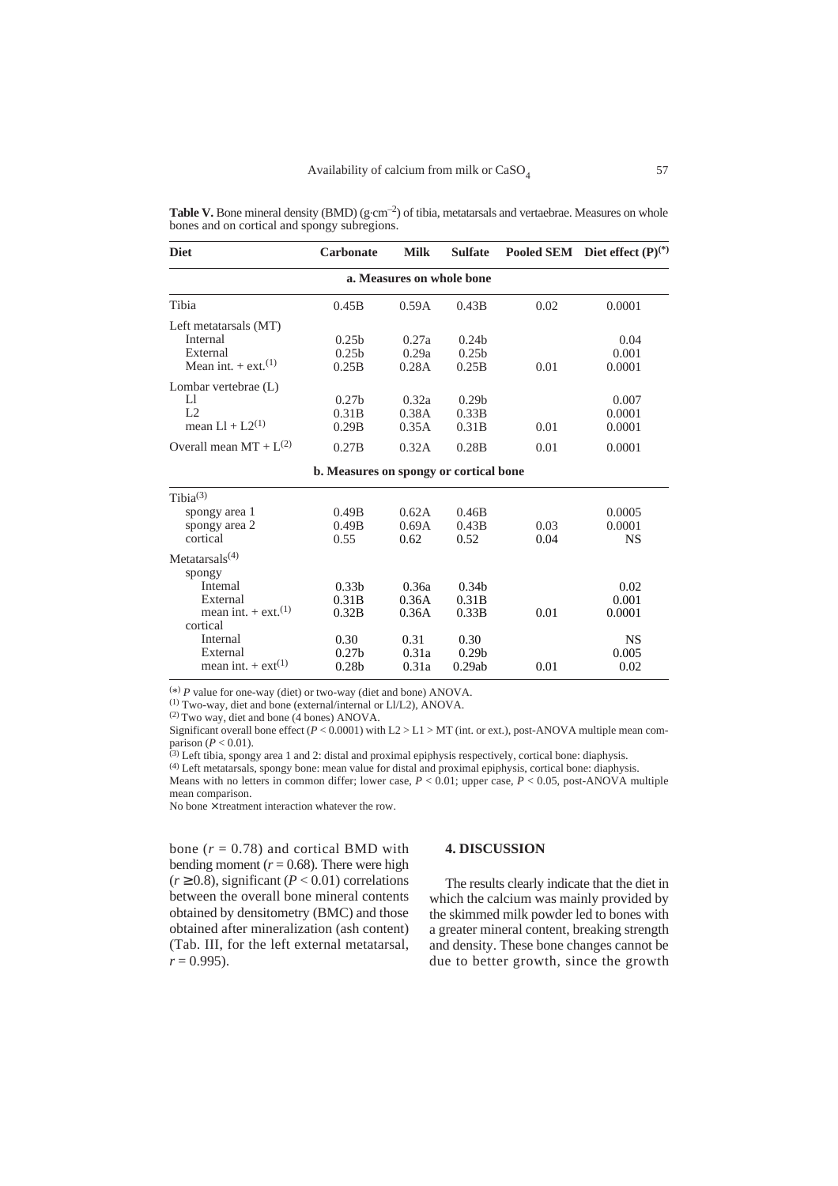**Table V.** Bone mineral density (BMD) ($g \cdot cm^{-2}$) of tibia, metatarsals and vertaebrae. Measures on whole bones and on cortical and spongy subregions.

| Diet | Carbonate | Milk | Sulfate | Pooled SEM | Diet effect (P)(*) |
|---|---|---|---|---|---|
| **a. Measures on whole bone** | | | | | |
| Tibia | 0.45B | 0.59A | 0.43B | 0.02 | 0.0001 |
| Left metatarsals (MT) | | | | | |
| Internal | 0.25b | 0.27a | 0.24b | | 0.04 |
| External | 0.25b | 0.29a | 0.25b | | 0.001 |
| Mean int. + ext.(1) | 0.25B | 0.28A | 0.25B | 0.01 | 0.0001 |
| Lombar vertebrae (L) | | | | | |
| Ll | 0.27b | 0.32a | 0.29b | | 0.007 |
| L2 | 0.31B | 0.38A | 0.33B | | 0.0001 |
| mean Ll + L2(1) | 0.29B | 0.35A | 0.31B | 0.01 | 0.0001 |
| Overall mean MT + L(2) | 0.27B | 0.32A | 0.28B | 0.01 | 0.0001 |
| **b. Measures on spongy or cortical bone** | | | | | |
| Tibia(3) | | | | | |
| spongy area 1 | 0.49B | 0.62A | 0.46B | | 0.0005 |
| spongy area 2 | 0.49B | 0.69A | 0.43B | 0.03 | 0.0001 |
| cortical | 0.55 | 0.62 | 0.52 | 0.04 | NS |
| Metatarsals(4) | | | | | |
| spongy | | | | | |
| Internal | 0.33b | 0.36a | 0.34b | | 0.02 |
| External | 0.31B | 0.36A | 0.31B | | 0.001 |
| mean int. + ext.(1) | 0.32B | 0.36A | 0.33B | 0.01 | 0.0001 |
| cortical | | | | | |
| Internal | 0.30 | 0.31 | 0.30 | | NS |
| External | 0.27b | 0.31a | 0.29b | | 0.005 |
| mean int. + ext(1) | 0.28b | 0.31a | 0.29ab | 0.01 | 0.02 |

(*) *P* value for one-way (diet) or two-way (diet and bone) ANOVA.
(1) Two-way, diet and bone (external/internal or Ll/L2), ANOVA.
(2) Two way, diet and bone (4 bones) ANOVA.
Significant overall bone effect ($P < 0.0001$) with L2 > L1 > MT (int. or ext.), post-ANOVA multiple mean comparison ($P < 0.01$).
(3) Left tibia, spongy area 1 and 2: distal and proximal epiphysis respectively, cortical bone: diaphysis.
(4) Left metatarsals, spongy bone: mean value for distal and proximal epiphysis, cortical bone: diaphysis.
Means with no letters in common differ; lower case, $P < 0.01$; upper case, $P < 0.05$, post-ANOVA multiple mean comparison.
No bone × treatment interaction whatever the row.

bone ($r = 0.78$) and cortical BMD with bending moment ($r = 0.68$). There were high ($r \geq 0.8$), significant ($P < 0.01$) correlations between the overall bone mineral contents obtained by densitometry (BMC) and those obtained after mineralization (ash content) (Tab. III, for the left external metatarsal, $r = 0.995$).

## 4. DISCUSSION

The results clearly indicate that the diet in which the calcium was mainly provided by the skimmed milk powder led to bones with a greater mineral content, breaking strength and density. These bone changes cannot be due to better growth, since the growth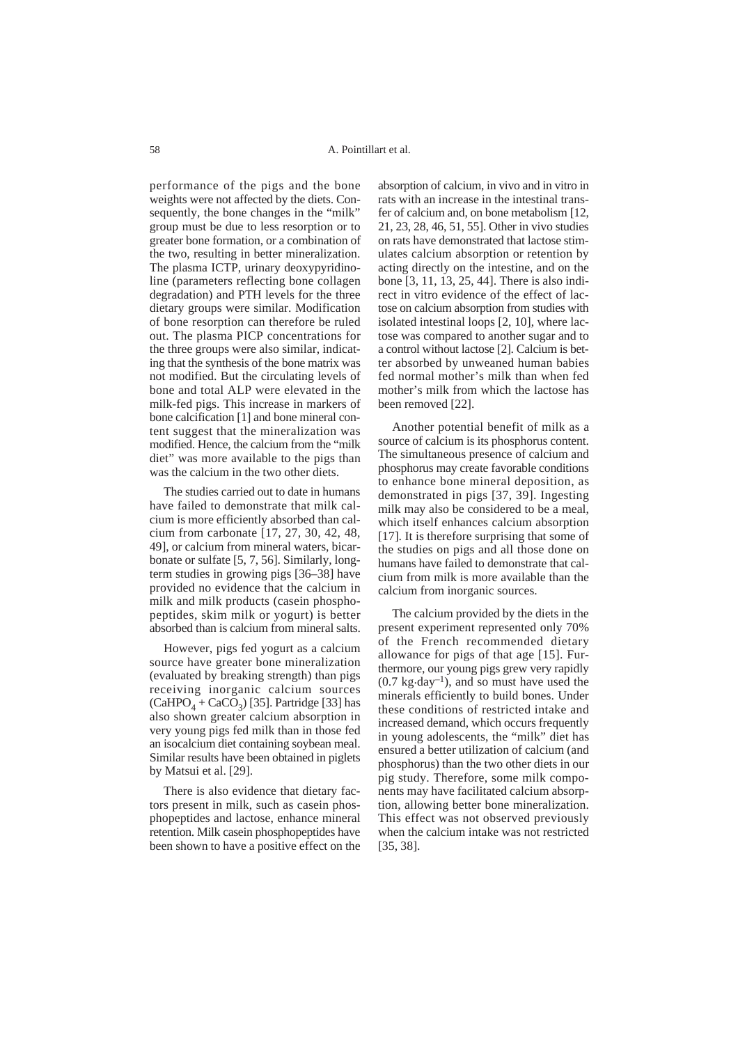performance of the pigs and the bone weights were not affected by the diets. Consequently, the bone changes in the "milk" group must be due to less resorption or to greater bone formation, or a combination of the two, resulting in better mineralization. The plasma ICTP, urinary deoxypyridinoline (parameters reflecting bone collagen degradation) and PTH levels for the three dietary groups were similar. Modification of bone resorption can therefore be ruled out. The plasma PICP concentrations for the three groups were also similar, indicating that the synthesis of the bone matrix was not modified. But the circulating levels of bone and total ALP were elevated in the milk-fed pigs. This increase in markers of bone calcification [1] and bone mineral content suggest that the mineralization was modified. Hence, the calcium from the "milk diet" was more available to the pigs than was the calcium in the two other diets.

The studies carried out to date in humans have failed to demonstrate that milk calcium is more efficiently absorbed than calcium from carbonate [17, 27, 30, 42, 48, 49], or calcium from mineral waters, bicarbonate or sulfate [5, 7, 56]. Similarly, long-term studies in growing pigs [36–38] have provided no evidence that the calcium in milk and milk products (casein phosphopeptides, skim milk or yogurt) is better absorbed than is calcium from mineral salts.

However, pigs fed yogurt as a calcium source have greater bone mineralization (evaluated by breaking strength) than pigs receiving inorganic calcium sources ($CaHPO_4 + CaCO_3$) [35]. Partridge [33] has also shown greater calcium absorption in very young pigs fed milk than in those fed an isocalcium diet containing soybean meal. Similar results have been obtained in piglets by Matsui et al. [29].

There is also evidence that dietary factors present in milk, such as casein phosphopeptides and lactose, enhance mineral retention. Milk casein phosphopeptides have been shown to have a positive effect on the absorption of calcium, in vivo and in vitro in rats with an increase in the intestinal transfer of calcium and, on bone metabolism [12, 21, 23, 28, 46, 51, 55]. Other in vivo studies on rats have demonstrated that lactose stimulates calcium absorption or retention by acting directly on the intestine, and on the bone [3, 11, 13, 25, 44]. There is also indirect in vitro evidence of the effect of lactose on calcium absorption from studies with isolated intestinal loops [2, 10], where lactose was compared to another sugar and to a control without lactose [2]. Calcium is better absorbed by unweaned human babies fed normal mother's milk than when fed mother's milk from which the lactose has been removed [22].

Another potential benefit of milk as a source of calcium is its phosphorus content. The simultaneous presence of calcium and phosphorus may create favorable conditions to enhance bone mineral deposition, as demonstrated in pigs [37, 39]. Ingesting milk may also be considered to be a meal, which itself enhances calcium absorption [17]. It is therefore surprising that some of the studies on pigs and all those done on humans have failed to demonstrate that calcium from milk is more available than the calcium from inorganic sources.

The calcium provided by the diets in the present experiment represented only 70% of the French recommended dietary allowance for pigs of that age [15]. Furthermore, our young pigs grew very rapidly ($0.7\ kg \cdot day^{-1}$), and so must have used the minerals efficiently to build bones. Under these conditions of restricted intake and increased demand, which occurs frequently in young adolescents, the "milk" diet has ensured a better utilization of calcium (and phosphorus) than the two other diets in our pig study. Therefore, some milk components may have facilitated calcium absorption, allowing better bone mineralization. This effect was not observed previously when the calcium intake was not restricted [35, 38].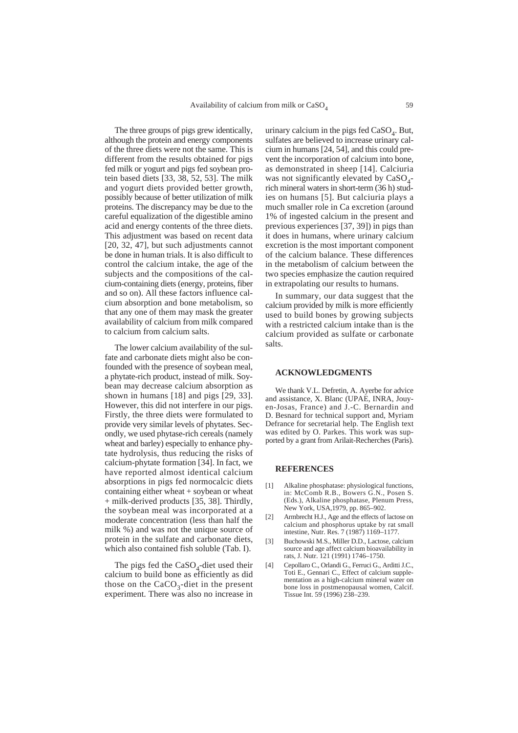The three groups of pigs grew identically, although the protein and energy components of the three diets were not the same. This is different from the results obtained for pigs fed milk or yogurt and pigs fed soybean protein based diets [33, 38, 52, 53]. The milk and yogurt diets provided better growth, possibly because of better utilization of milk proteins. The discrepancy may be due to the careful equalization of the digestible amino acid and energy contents of the three diets. This adjustment was based on recent data [20, 32, 47], but such adjustments cannot be done in human trials. It is also difficult to control the calcium intake, the age of the subjects and the compositions of the calcium-containing diets (energy, proteins, fiber and so on). All these factors influence calcium absorption and bone metabolism, so that any one of them may mask the greater availability of calcium from milk compared to calcium from calcium salts.

The lower calcium availability of the sulfate and carbonate diets might also be confounded with the presence of soybean meal, a phytate-rich product, instead of milk. Soybean may decrease calcium absorption as shown in humans [18] and pigs [29, 33]. However, this did not interfere in our pigs. Firstly, the three diets were formulated to provide very similar levels of phytates. Secondly, we used phytase-rich cereals (namely wheat and barley) especially to enhance phytate hydrolysis, thus reducing the risks of calcium-phytate formation [34]. In fact, we have reported almost identical calcium absorptions in pigs fed normocalcic diets containing either wheat + soybean or wheat + milk-derived products [35, 38]. Thirdly, the soybean meal was incorporated at a moderate concentration (less than half the milk %) and was not the unique source of protein in the sulfate and carbonate diets, which also contained fish soluble (Tab. I).

The pigs fed the $CaSO_4$-diet used their calcium to build bone as efficiently as did those on the $CaCO_3$-diet in the present experiment. There was also no increase in urinary calcium in the pigs fed $CaSO_4$. But, sulfates are believed to increase urinary calcium in humans [24, 54], and this could prevent the incorporation of calcium into bone, as demonstrated in sheep [14]. Calciuria was not significantly elevated by $CaSO_4$-rich mineral waters in short-term (36 h) studies on humans [5]. But calciuria plays a much smaller role in Ca excretion (around 1% of ingested calcium in the present and previous experiences [37, 39]) in pigs than it does in humans, where urinary calcium excretion is the most important component of the calcium balance. These differences in the metabolism of calcium between the two species emphasize the caution required in extrapolating our results to humans.

In summary, our data suggest that the calcium provided by milk is more efficiently used to build bones by growing subjects with a restricted calcium intake than is the calcium provided as sulfate or carbonate salts.

## ACKNOWLEDGMENTS

We thank V.L. Defretin, A. Ayerbe for advice and assistance, X. Blanc (UPAE, INRA, Jouy-en-Josas, France) and J.-C. Bernardin and D. Besnard for technical support and, Myriam Defrance for secretarial help. The English text was edited by O. Parkes. This work was supported by a grant from Arilait-Recherches (Paris).

## REFERENCES

[1] Alkaline phosphatase: physiological functions, in: McComb R.B., Bowers G.N., Posen S. (Eds.), Alkaline phosphatase, Plenum Press, New York, USA,1979, pp. 865–902.

[2] Armbrecht H.J., Age and the effects of lactose on calcium and phosphorus uptake by rat small intestine, Nutr. Res. 7 (1987) 1169–1177.

[3] Buchowski M.S., Miller D.D., Lactose, calcium source and age affect calcium bioavailability in rats, J. Nutr. 121 (1991) 1746–1750.

[4] Cepollaro C., Orlandi G., Ferruci G., Arditti J.C., Toti E., Gennari C., Effect of calcium supplementation as a high-calcium mineral water on bone loss in postmenopausal women, Calcif. Tissue Int. 59 (1996) 238–239.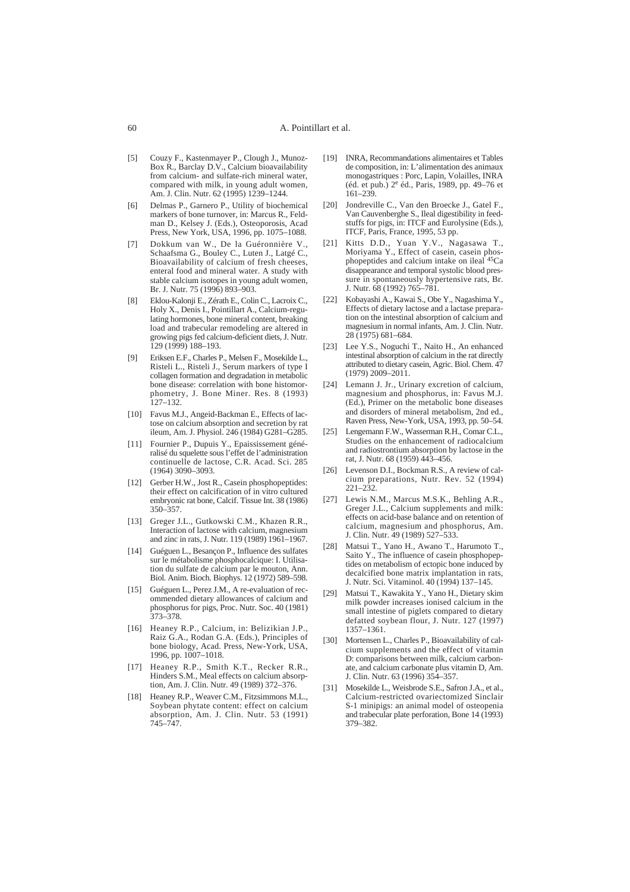[5] Couzy F., Kastenmayer P., Clough J., Munoz-Box R., Barclay D.V., Calcium bioavailability from calcium- and sulfate-rich mineral water, compared with milk, in young adult women, Am. J. Clin. Nutr. 62 (1995) 1239–1244.

[6] Delmas P., Garnero P., Utility of biochemical markers of bone turnover, in: Marcus R., Feldman D., Kelsey J. (Eds.), Osteoporosis, Acad Press, New York, USA, 1996, pp. 1075–1088.

[7] Dokkum van W., De la Guéronnière V., Schaafsma G., Bouley C., Luten J., Latgé C., Bioavailability of calcium of fresh cheeses, enteral food and mineral water. A study with stable calcium isotopes in young adult women, Br. J. Nutr. 75 (1996) 893–903.

[8] Eklou-Kalonji E., Zérath E., Colin C., Lacroix C., Holy X., Denis I., Pointillart A., Calcium-regulating hormones, bone mineral content, breaking load and trabecular remodeling are altered in growing pigs fed calcium-deficient diets, J. Nutr. 129 (1999) 188–193.

[9] Eriksen E.F., Charles P., Melsen F., Mosekilde L., Risteli L., Risteli J., Serum markers of type I collagen formation and degradation in metabolic bone disease: correlation with bone histomorphometry, J. Bone Miner. Res. 8 (1993) 127–132.

[10] Favus M.J., Angeid-Backman E., Effects of lactose on calcium absorption and secretion by rat ileum, Am. J. Physiol. 246 (1984) G281–G285.

[11] Fournier P., Dupuis Y., Epaississement généralisé du squelette sous l'effet de l'administration continuelle de lactose, C.R. Acad. Sci. 285 (1964) 3090–3093.

[12] Gerber H.W., Jost R., Casein phosphopeptides: their effect on calcification of in vitro cultured embryonic rat bone, Calcif. Tissue Int. 38 (1986) 350–357.

[13] Greger J.L., Gutkowski C.M., Khazen R.R., Interaction of lactose with calcium, magnesium and zinc in rats, J. Nutr. 119 (1989) 1961–1967.

[14] Guéguen L., Besançon P., Influence des sulfates sur le métabolisme phosphocalcique: I. Utilisation du sulfate de calcium par le mouton, Ann. Biol. Anim. Bioch. Biophys. 12 (1972) 589–598.

[15] Guéguen L., Perez J.M., A re-evaluation of recommended dietary allowances of calcium and phosphorus for pigs, Proc. Nutr. Soc. 40 (1981) 373–378.

[16] Heaney R.P., Calcium, in: Belizikian J.P., Raiz G.A., Rodan G.A. (Eds.), Principles of bone biology, Acad. Press, New-York, USA, 1996, pp. 1007–1018.

[17] Heaney R.P., Smith K.T., Recker R.R., Hinders S.M., Meal effects on calcium absorption, Am. J. Clin. Nutr. 49 (1989) 372–376.

[18] Heaney R.P., Weaver C.M., Fitzsimmons M.L., Soybean phytate content: effect on calcium absorption, Am. J. Clin. Nutr. 53 (1991) 745–747.

[19] INRA, Recommandations alimentaires et Tables de composition, in: L'alimentation des animaux monogastriques : Porc, Lapin, Volailles, INRA (éd. et pub.) 2e éd., Paris, 1989, pp. 49–76 et 161–239.

[20] Jondreville C., Van den Broecke J., Gatel F., Van Cauvenberghe S., Ileal digestibility in feedstuffs for pigs, in: ITCF and Eurolysine (Eds.), ITCF, Paris, France, 1995, 53 pp.

[21] Kitts D.D., Yuan Y.V., Nagasawa T., Moriyama Y., Effect of casein, casein phosphopeptides and calcium intake on ileal $^{45}$Ca disappearance and temporal systolic blood pressure in spontaneously hypertensive rats, Br. J. Nutr. 68 (1992) 765–781.

[22] Kobayashi A., Kawai S., Obe Y., Nagashima Y., Effects of dietary lactose and a lactase preparation on the intestinal absorption of calcium and magnesium in normal infants, Am. J. Clin. Nutr. 28 (1975) 681–684.

[23] Lee Y.S., Noguchi T., Naito H., An enhanced intestinal absorption of calcium in the rat directly attributed to dietary casein, Agric. Biol. Chem. 47 (1979) 2009–2011.

[24] Lemann J. Jr., Urinary excretion of calcium, magnesium and phosphorus, in: Favus M.J. (Ed.), Primer on the metabolic bone diseases and disorders of mineral metabolism, 2nd ed., Raven Press, New-York, USA, 1993, pp. 50–54.

[25] Lengemann F.W., Wasserman R.H., Comar C.L., Studies on the enhancement of radiocalcium and radiostrontium absorption by lactose in the rat, J. Nutr. 68 (1959) 443–456.

[26] Levenson D.I., Bockman R.S., A review of calcium preparations, Nutr. Rev. 52 (1994) 221–232.

[27] Lewis N.M., Marcus M.S.K., Behling A.R., Greger J.L., Calcium supplements and milk: effects on acid-base balance and on retention of calcium, magnesium and phosphorus, Am. J. Clin. Nutr. 49 (1989) 527–533.

[28] Matsui T., Yano H., Awano T., Harumoto T., Saito Y., The influence of casein phosphopeptides on metabolism of ectopic bone induced by decalcified bone matrix implantation in rats, J. Nutr. Sci. Vitaminol. 40 (1994) 137–145.

[29] Matsui T., Kawakita Y., Yano H., Dietary skim milk powder increases ionised calcium in the small intestine of piglets compared to dietary defatted soybean flour, J. Nutr. 127 (1997) 1357–1361.

[30] Mortensen L., Charles P., Bioavailability of calcium supplements and the effect of vitamin D: comparisons between milk, calcium carbonate, and calcium carbonate plus vitamin D, Am. J. Clin. Nutr. 63 (1996) 354–357.

[31] Mosekilde L., Weisbrode S.E., Safron J.A., et al., Calcium-restricted ovariectomized Sinclair S-1 minipigs: an animal model of osteopenia and trabecular plate perforation, Bone 14 (1993) 379–382.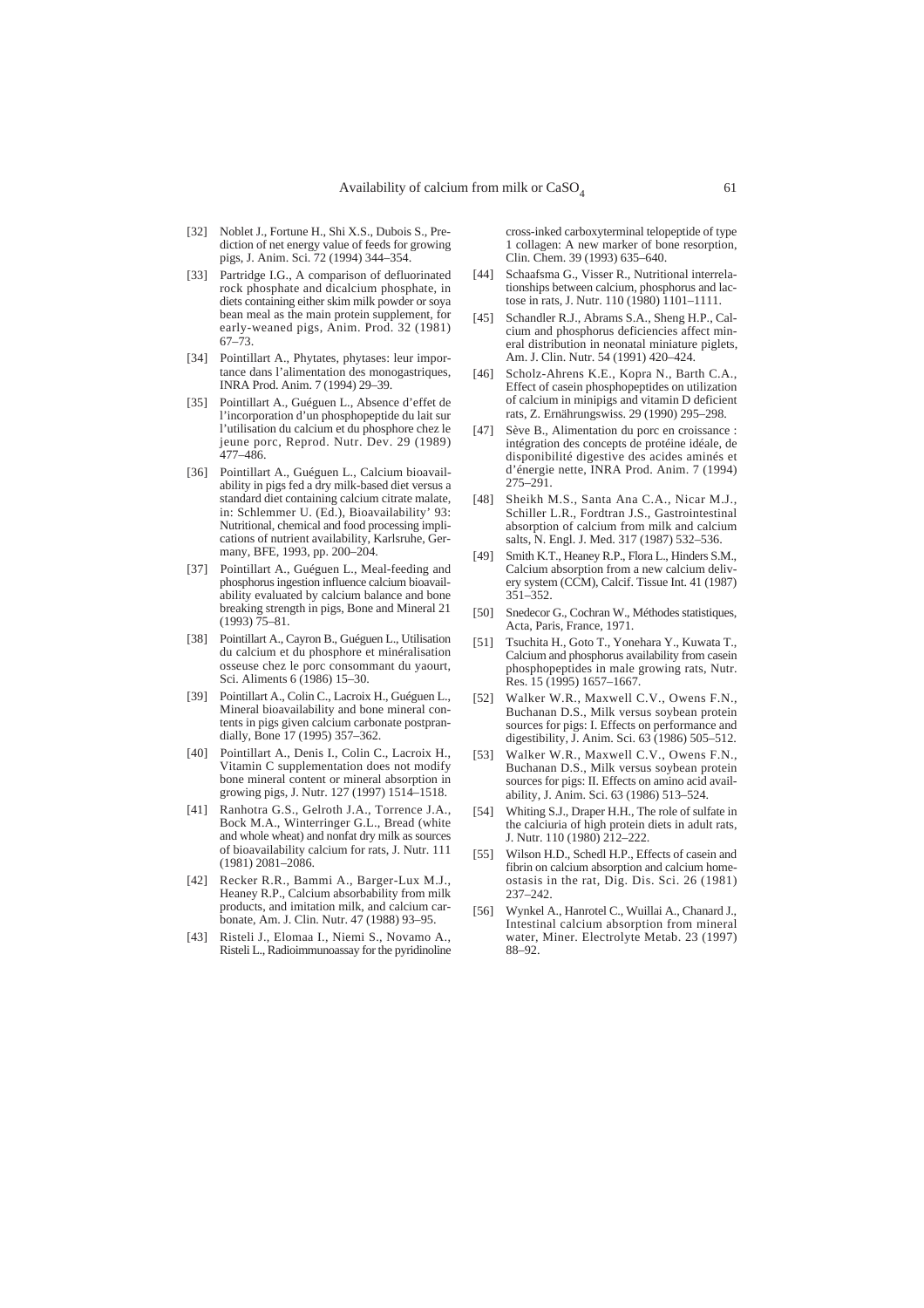[32] Noblet J., Fortune H., Shi X.S., Dubois S., Prediction of net energy value of feeds for growing pigs, J. Anim. Sci. 72 (1994) 344–354.

[33] Partridge I.G., A comparison of defluorinated rock phosphate and dicalcium phosphate, in diets containing either skim milk powder or soya bean meal as the main protein supplement, for early-weaned pigs, Anim. Prod. 32 (1981) 67–73.

[34] Pointillart A., Phytates, phytases: leur importance dans l'alimentation des monogastriques, INRA Prod. Anim. 7 (1994) 29–39.

[35] Pointillart A., Guéguen L., Absence d'effet de l'incorporation d'un phosphopeptide du lait sur l'utilisation du calcium et du phosphore chez le jeune porc, Reprod. Nutr. Dev. 29 (1989) 477–486.

[36] Pointillart A., Guéguen L., Calcium bioavailability in pigs fed a dry milk-based diet versus a standard diet containing calcium citrate malate, in: Schlemmer U. (Ed.), Bioavailability' 93: Nutritional, chemical and food processing implications of nutrient availability, Karlsruhe, Germany, BFE, 1993, pp. 200–204.

[37] Pointillart A., Guéguen L., Meal-feeding and phosphorus ingestion influence calcium bioavailability evaluated by calcium balance and bone breaking strength in pigs, Bone and Mineral 21 (1993) 75–81.

[38] Pointillart A., Cayron B., Guéguen L., Utilisation du calcium et du phosphore et minéralisation osseuse chez le porc consommant du yaourt, Sci. Aliments 6 (1986) 15–30.

[39] Pointillart A., Colin C., Lacroix H., Guéguen L., Mineral bioavailability and bone mineral contents in pigs given calcium carbonate postprandially, Bone 17 (1995) 357–362.

[40] Pointillart A., Denis I., Colin C., Lacroix H., Vitamin C supplementation does not modify bone mineral content or mineral absorption in growing pigs, J. Nutr. 127 (1997) 1514–1518.

[41] Ranhotra G.S., Gelroth J.A., Torrence J.A., Bock M.A., Winterringer G.L., Bread (white and whole wheat) and nonfat dry milk as sources of bioavailability calcium for rats, J. Nutr. 111 (1981) 2081–2086.

[42] Recker R.R., Bammi A., Barger-Lux M.J., Heaney R.P., Calcium absorbability from milk products, and imitation milk, and calcium carbonate, Am. J. Clin. Nutr. 47 (1988) 93–95.

[43] Risteli J., Elomaa I., Niemi S., Novamo A., Risteli L., Radioimmunoassay for the pyridinoline cross-inked carboxyterminal telopeptide of type 1 collagen: A new marker of bone resorption, Clin. Chem. 39 (1993) 635–640.

[44] Schaafsma G., Visser R., Nutritional interrelationships between calcium, phosphorus and lactose in rats, J. Nutr. 110 (1980) 1101–1111.

[45] Schandler R.J., Abrams S.A., Sheng H.P., Calcium and phosphorus deficiencies affect mineral distribution in neonatal miniature piglets, Am. J. Clin. Nutr. 54 (1991) 420–424.

[46] Scholz-Ahrens K.E., Kopra N., Barth C.A., Effect of casein phosphopeptides on utilization of calcium in minipigs and vitamin D deficient rats, Z. Ernährungswiss. 29 (1990) 295–298.

[47] Sève B., Alimentation du porc en croissance : intégration des concepts de protéine idéale, de disponibilité digestive des acides aminés et d'énergie nette, INRA Prod. Anim. 7 (1994) 275–291.

[48] Sheikh M.S., Santa Ana C.A., Nicar M.J., Schiller L.R., Fordtran J.S., Gastrointestinal absorption of calcium from milk and calcium salts, N. Engl. J. Med. 317 (1987) 532–536.

[49] Smith K.T., Heaney R.P., Flora L., Hinders S.M., Calcium absorption from a new calcium delivery system (CCM), Calcif. Tissue Int. 41 (1987) 351–352.

[50] Snedecor G., Cochran W., Méthodes statistiques, Acta, Paris, France, 1971.

[51] Tsuchita H., Goto T., Yonehara Y., Kuwata T., Calcium and phosphorus availability from casein phosphopeptides in male growing rats, Nutr. Res. 15 (1995) 1657–1667.

[52] Walker W.R., Maxwell C.V., Owens F.N., Buchanan D.S., Milk versus soybean protein sources for pigs: I. Effects on performance and digestibility, J. Anim. Sci. 63 (1986) 505–512.

[53] Walker W.R., Maxwell C.V., Owens F.N., Buchanan D.S., Milk versus soybean protein sources for pigs: II. Effects on amino acid availability, J. Anim. Sci. 63 (1986) 513–524.

[54] Whiting S.J., Draper H.H., The role of sulfate in the calciuria of high protein diets in adult rats, J. Nutr. 110 (1980) 212–222.

[55] Wilson H.D., Schedl H.P., Effects of casein and fibrin on calcium absorption and calcium homeostasis in the rat, Dig. Dis. Sci. 26 (1981) 237–242.

[56] Wynkel A., Hanrotel C., Wuillai A., Chanard J., Intestinal calcium absorption from mineral water, Miner. Electrolyte Metab. 23 (1997) 88–92.